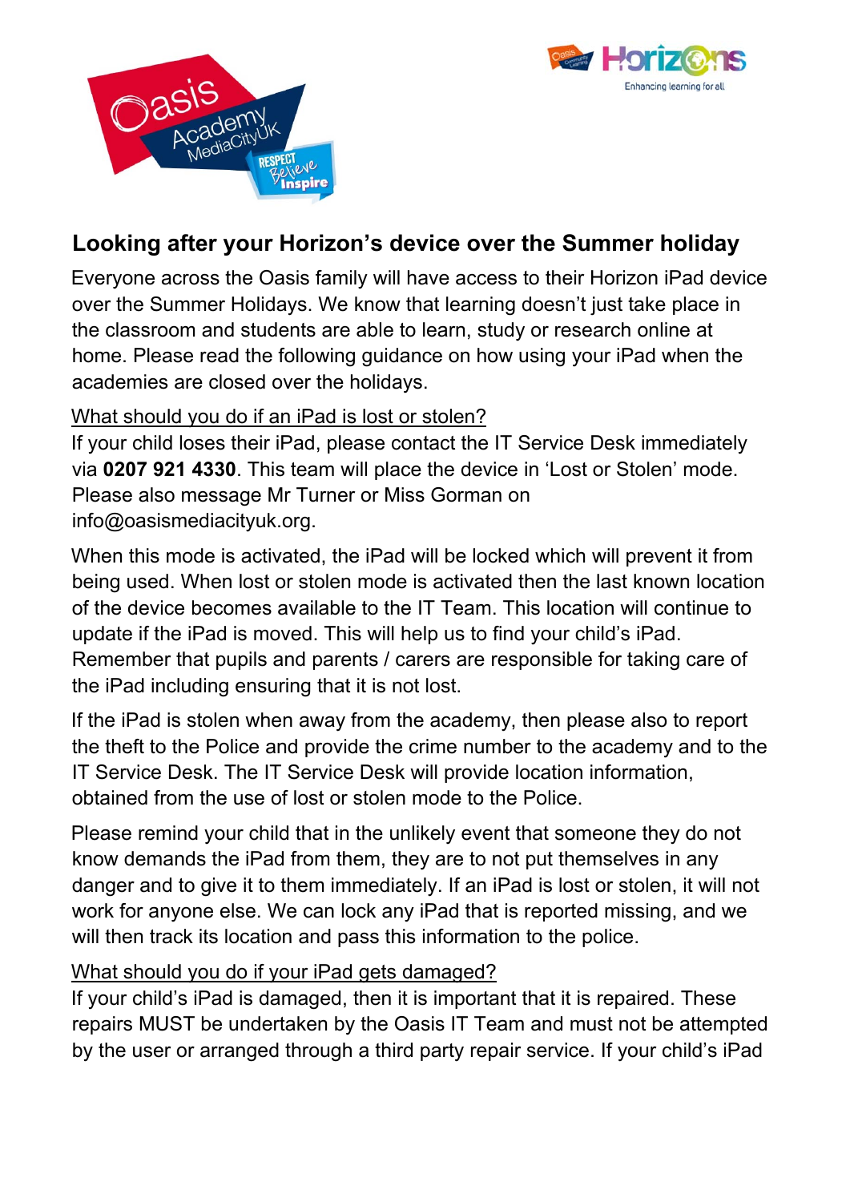## Looking after your Horizon's device over the Summer holiday

Everyone across the Oasis family will have access to their Horizon iPad device over the Summer Holidays. We know that learning doesn't just take place in the classroom and students are able to learn, study or research online at home. Please read the following guidance on how using your iPad when the academies are closed over the holidays.

What should you do if an iPad is lost or stolen?

If your child loses their iPad, please contact the IT Service Desk immediately via **0207 921 4330**. This team will place the device in 'Lost or Stolen' mode. Please also message Mr Turner or Miss Gorman on info@oasismediacityuk.org.

When this mode is activated, the iPad will be locked which will prevent it from being used. When lost or stolen mode is activated then the last known location of the device becomes available to the IT Team. This location will continue to update if the iPad is moved. This will help us to find your child's iPad. Remember that pupils and parents / carers are responsible for taking care of the iPad including ensuring that it is not lost.

If the iPad is stolen when away from the academy, then please also to report the theft to the Police and provide the crime number to the academy and to the IT Service Desk. The IT Service Desk will provide location information, obtained from the use of lost or stolen mode to the Police.

Please remind your child that in the unlikely event that someone they do not know demands the iPad from them, they are to not put themselves in any danger and to give it to them immediately. If an iPad is lost or stolen, it will not work for anyone else. We can lock any iPad that is reported missing, and we will then track its location and pass this information to the police.

What should you do if your iPad gets damaged?

If your child's iPad is damaged, then it is important that it is repaired. These repairs MUST be undertaken by the Oasis IT Team and must not be attempted by the user or arranged through a third party repair service. If your child's iPad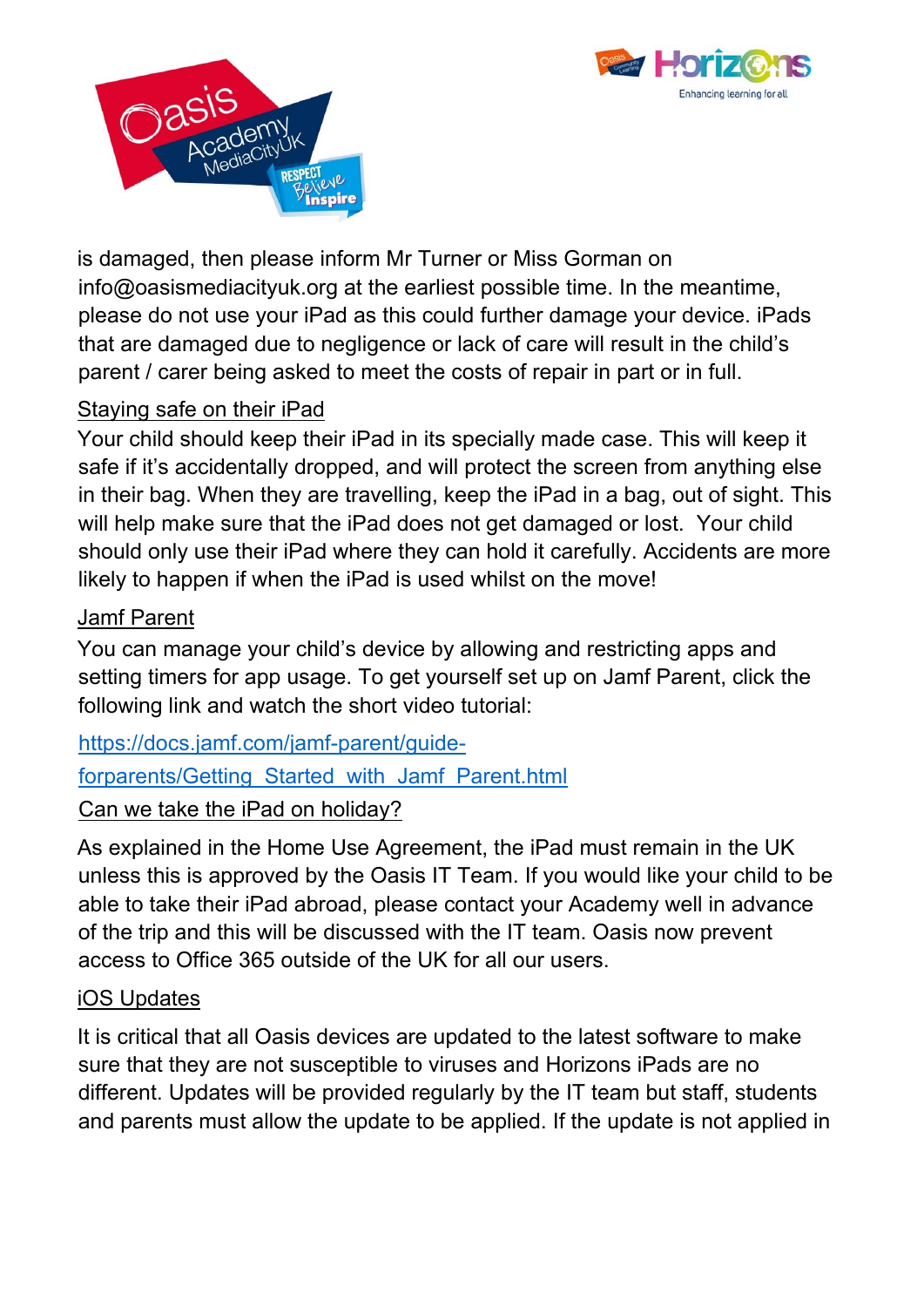is damaged, then please inform Mr Turner or Miss Gorman on info@oasismediacityuk.org at the earliest possible time. In the meantime, please do not use your iPad as this could further damage your device. iPads that are damaged due to negligence or lack of care will result in the child's parent / carer being asked to meet the costs of repair in part or in full.

## Staying safe on their iPad

Your child should keep their iPad in its specially made case. This will keep it safe if it's accidentally dropped, and will protect the screen from anything else in their bag. When they are travelling, keep the iPad in a bag, out of sight. This will help make sure that the iPad does not get damaged or lost. Your child should only use their iPad where they can hold it carefully. Accidents are more likely to happen if when the iPad is used whilst on the move!

## Jamf Parent

You can manage your child's device by allowing and restricting apps and setting timers for app usage. To get yourself set up on Jamf Parent, click the following link and watch the short video tutorial:

[https://docs.jamf.com/jamf-parent/guide-forparents/Getting_Started_with_Jamf_Parent.html](https://docs.jamf.com/jamf-parent/guide-forparents/Getting_Started_with_Jamf_Parent.html)

## Can we take the iPad on holiday?

As explained in the Home Use Agreement, the iPad must remain in the UK unless this is approved by the Oasis IT Team. If you would like your child to be able to take their iPad abroad, please contact your Academy well in advance of the trip and this will be discussed with the IT team. Oasis now prevent access to Office 365 outside of the UK for all our users.

## iOS Updates

It is critical that all Oasis devices are updated to the latest software to make sure that they are not susceptible to viruses and Horizons iPads are no different. Updates will be provided regularly by the IT team but staff, students and parents must allow the update to be applied. If the update is not applied in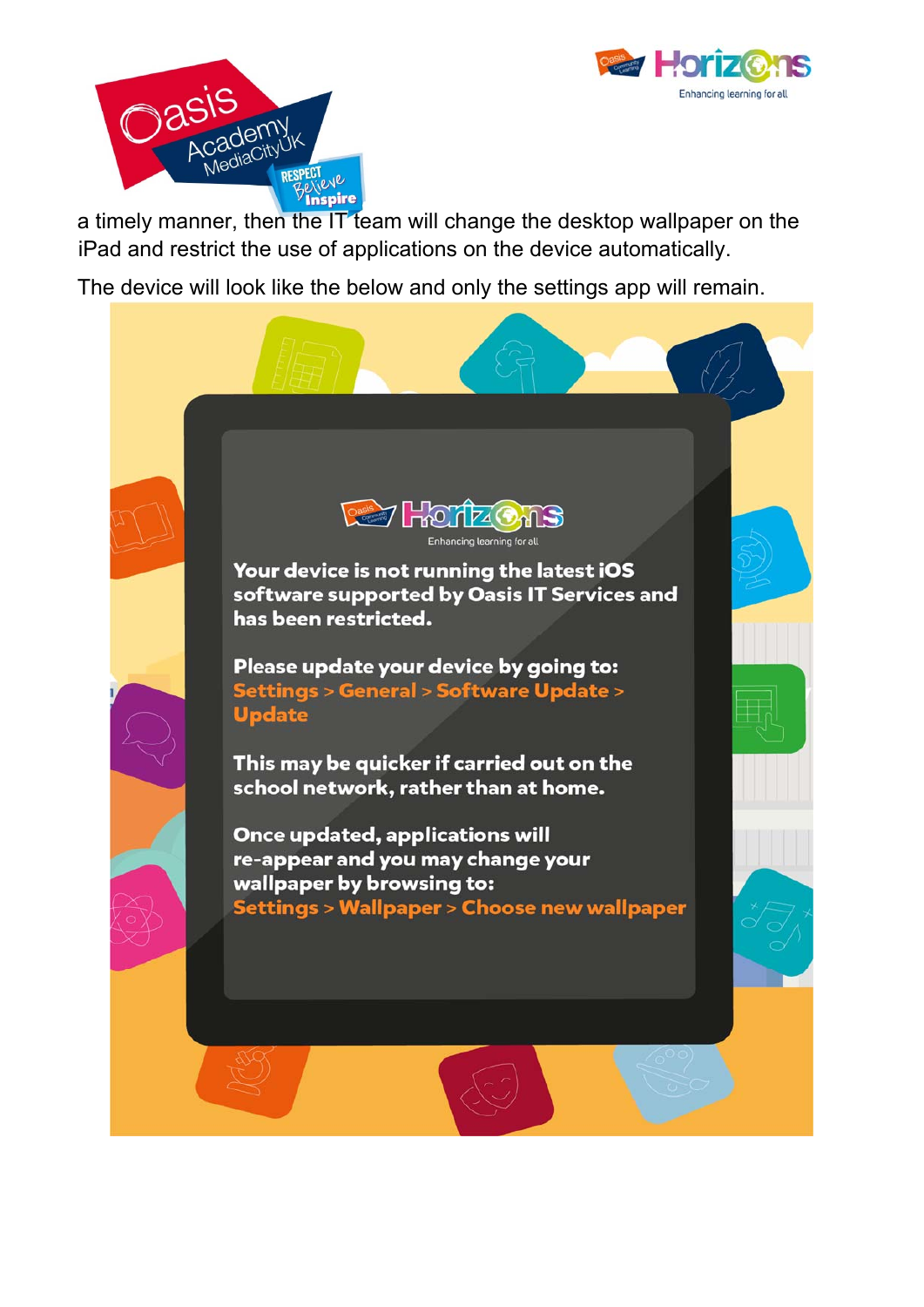a timely manner, then the IT team will change the desktop wallpaper on the iPad and restrict the use of applications on the device automatically.

The device will look like the below and only the settings app will remain.

Horizons

Enhancing learning for all

**Your device is not running the latest iOS software supported by Oasis IT Services and has been restricted.**

**Please update your device by going to:**
**Settings > General > Software Update > Update**

**This may be quicker if carried out on the school network, rather than at home.**

**Once updated, applications will re-appear and you may change your wallpaper by browsing to:**
**Settings > Wallpaper > Choose new wallpaper**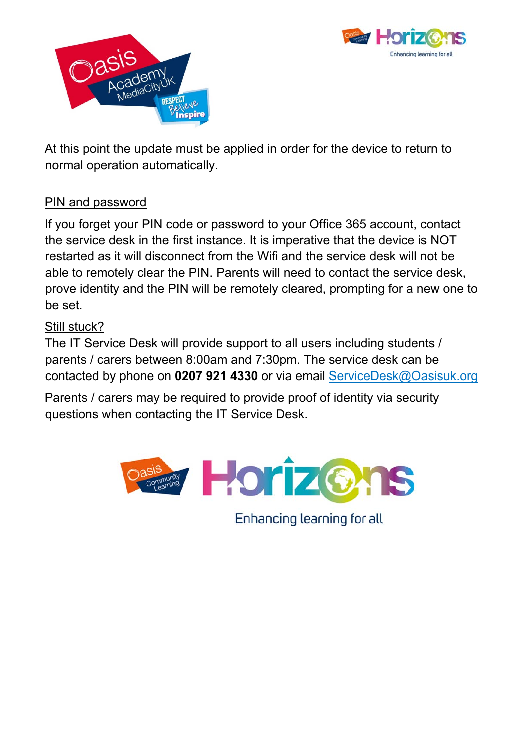At this point the update must be applied in order for the device to return to normal operation automatically.

PIN and password

If you forget your PIN code or password to your Office 365 account, contact the service desk in the first instance. It is imperative that the device is NOT restarted as it will disconnect from the Wifi and the service desk will not be able to remotely clear the PIN. Parents will need to contact the service desk, prove identity and the PIN will be remotely cleared, prompting for a new one to be set.

Still stuck?

The IT Service Desk will provide support to all users including students / parents / carers between 8:00am and 7:30pm. The service desk can be contacted by phone on **0207 921 4330** or via email ServiceDesk@Oasisuk.org

Parents / carers may be required to provide proof of identity via security questions when contacting the IT Service Desk.